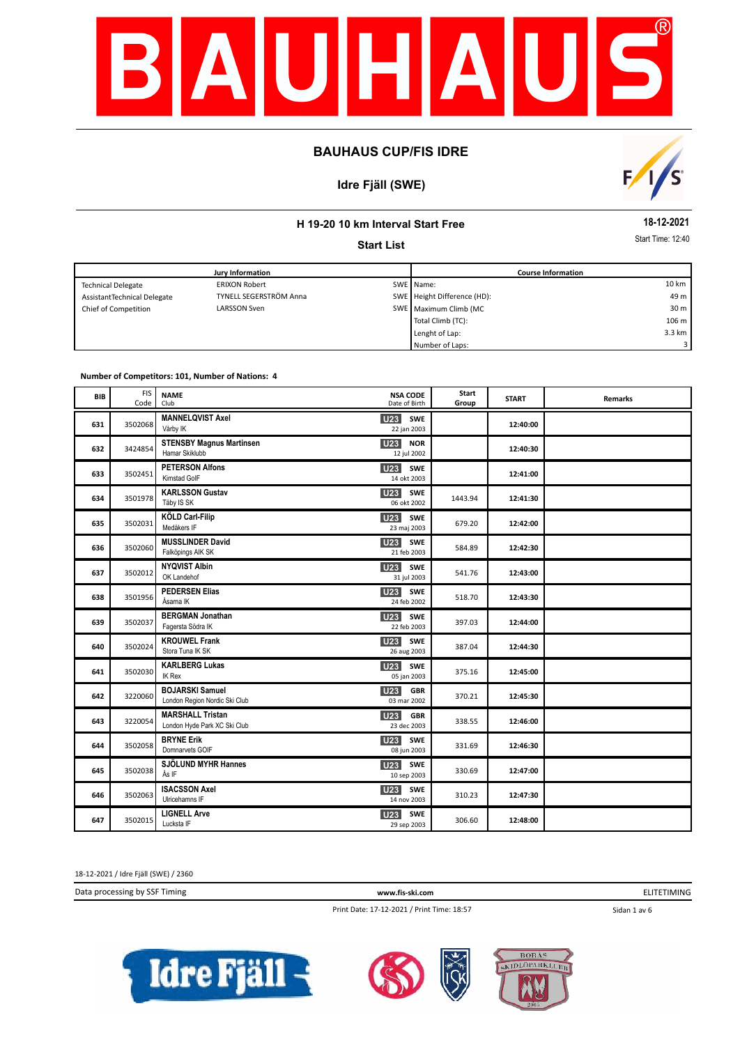# BAUHAUS CUP/FIS IDRE

## Idre Fjäll (SWE)

### H 19-20 10 km Interval Start Free

**18-12-2021**

### Start List

Start Time: 12:40

| Jury Information | | | Course Information | |
|---|---|---|---|---|
| Technical Delegate | ERIXON Robert | SWE | Name: | 10 km |
| AssistantTechnical Delegate | TYNELL SEGERSTRÖM Anna | SWE | Height Difference (HD): | 49 m |
| Chief of Competition | LARSSON Sven | SWE | Maximum Climb (MC | 30 m |
| | | | Total Climb (TC): | 106 m |
| | | | Lenght of Lap: | 3.3 km |
| | | | Number of Laps: | 3 |

**Number of Competitors: 101, Number of Nations: 4**

| BIB | FIS Code | NAME / Club | | NSA CODE / Date of Birth | Start Group | START | Remarks |
|---|---|---|---|---|---|---|---|
| 631 | 3502068 | MANNELQVIST Axel / Vårby IK | U23 | SWE / 22 jan 2003 | | 12:40:00 | |
| 632 | 3424854 | STENSBY Magnus Martinsen / Hamar Skiklubb | U23 | NOR / 12 jul 2002 | | 12:40:30 | |
| 633 | 3502451 | PETERSON Alfons / Kimstad GoIF | U23 | SWE / 14 okt 2003 | | 12:41:00 | |
| 634 | 3501978 | KARLSSON Gustav / Täby IS SK | U23 | SWE / 06 okt 2002 | 1443.94 | 12:41:30 | |
| 635 | 3502031 | KÖLD Carl-Filip / Medåkers IF | U23 | SWE / 23 maj 2003 | 679.20 | 12:42:00 | |
| 636 | 3502060 | MUSSLINDER David / Falköpings AIK SK | U23 | SWE / 21 feb 2003 | 584.89 | 12:42:30 | |
| 637 | 3502012 | NYQVIST Albin / OK Landehof | U23 | SWE / 31 jul 2003 | 541.76 | 12:43:00 | |
| 638 | 3501956 | PEDERSEN Elias / Åsarna IK | U23 | SWE / 24 feb 2002 | 518.70 | 12:43:30 | |
| 639 | 3502037 | BERGMAN Jonathan / Fagersta Södra IK | U23 | SWE / 22 feb 2003 | 397.03 | 12:44:00 | |
| 640 | 3502024 | KROUWEL Frank / Stora Tuna IK SK | U23 | SWE / 26 aug 2003 | 387.04 | 12:44:30 | |
| 641 | 3502030 | KARLBERG Lukas / IK Rex | U23 | SWE / 05 jan 2003 | 375.16 | 12:45:00 | |
| 642 | 3220060 | BOJARSKI Samuel / London Region Nordic Ski Club | U23 | GBR / 03 mar 2002 | 370.21 | 12:45:30 | |
| 643 | 3220054 | MARSHALL Tristan / London Hyde Park XC Ski Club | U23 | GBR / 23 dec 2003 | 338.55 | 12:46:00 | |
| 644 | 3502058 | BRYNE Erik / Domnarvets GOIF | U23 | SWE / 08 jun 2003 | 331.69 | 12:46:30 | |
| 645 | 3502038 | SJÖLUND MYHR Hannes / Ås IF | U23 | SWE / 10 sep 2003 | 330.69 | 12:47:00 | |
| 646 | 3502063 | ISACSSON Axel / Ulricehamns IF | U23 | SWE / 14 nov 2003 | 310.23 | 12:47:30 | |
| 647 | 3502015 | LIGNELL Arve / Lucksta IF | U23 | SWE / 29 sep 2003 | 306.60 | 12:48:00 | |

18-12-2021 / Idre Fjäll (SWE) / 2360

Data processing by SSF Timing www.fis-ski.com ELITETIMING

Print Date: 17-12-2021 / Print Time: 18:57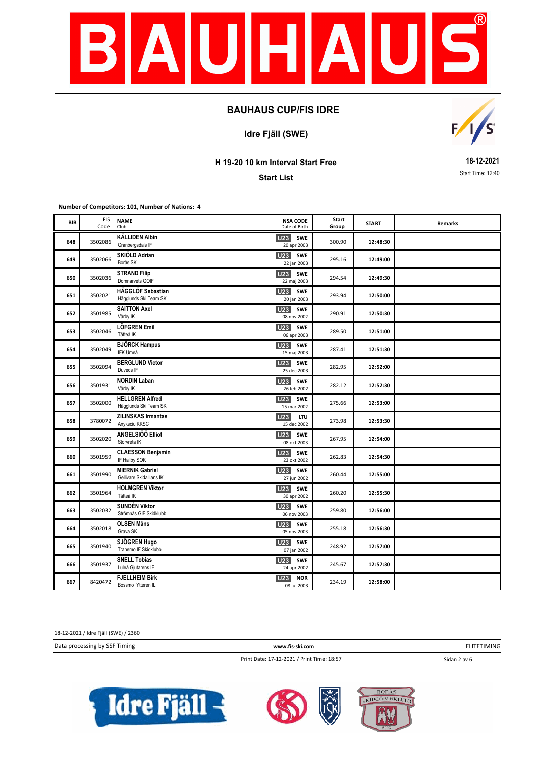# BAUHAUS CUP/FIS IDRE

## Idre Fjäll (SWE)

### H 19-20 10 km Interval Start Free

**Start List**

**18-12-2021**

Start Time: 12:40

**Number of Competitors: 101, Number of Nations: 4**

| BIB | FIS Code | NAME / Club | NSA CODE / Date of Birth | Start Group | START | Remarks |
|---|---|---|---|---|---|---|
| 648 | 3502086 | **KÄLLIDEN Albin** Granbergsdals IF | U23 SWE 20 apr 2003 | 300.90 | 12:48:30 | |
| 649 | 3502066 | **SKIÖLD Adrian** Borås SK | U23 SWE 22 jan 2003 | 295.16 | 12:49:00 | |
| 650 | 3502036 | **STRAND Filip** Domnarvets GOIF | U23 SWE 22 maj 2003 | 294.54 | 12:49:30 | |
| 651 | 3502021 | **HÄGGLÖF Sebastian** Hägglunds Ski Team SK | U23 SWE 20 jan 2003 | 293.94 | 12:50:00 | |
| 652 | 3501985 | **SAITTON Axel** Vårby IK | U23 SWE 08 nov 2002 | 290.91 | 12:50:30 | |
| 653 | 3502046 | **LÖFGREN Emil** Täfteå IK | U23 SWE 06 apr 2003 | 289.50 | 12:51:00 | |
| 654 | 3502049 | **BJÖRCK Hampus** IFK Umeå | U23 SWE 15 maj 2003 | 287.41 | 12:51:30 | |
| 655 | 3502094 | **BERGLUND Victor** Duveds IF | U23 SWE 25 dec 2003 | 282.95 | 12:52:00 | |
| 656 | 3501931 | **NORDIN Laban** Vårby IK | U23 SWE 26 feb 2002 | 282.12 | 12:52:30 | |
| 657 | 3502000 | **HELLGREN Alfred** Hägglunds Ski Team SK | U23 SWE 15 mar 2002 | 275.66 | 12:53:00 | |
| 658 | 3780072 | **ZILINSKAS Irmantas** Anyksciu KKSC | U23 LTU 15 dec 2002 | 273.98 | 12:53:30 | |
| 659 | 3502020 | **ANGELSIÖÖ Elliot** Storvreta IK | U23 SWE 08 okt 2003 | 267.95 | 12:54:00 | |
| 660 | 3501959 | **CLAESSON Benjamin** IF Hallby SOK | U23 SWE 23 okt 2002 | 262.83 | 12:54:30 | |
| 661 | 3501990 | **MIERNIK Gabriel** Gellivare Skidallians IK | U23 SWE 27 jun 2002 | 260.44 | 12:55:00 | |
| 662 | 3501964 | **HOLMGREN Viktor** Täfteå IK | U23 SWE 30 apr 2002 | 260.20 | 12:55:30 | |
| 663 | 3502032 | **SUNDÉN Viktor** Strömnäs GIF Skidklubb | U23 SWE 06 nov 2003 | 259.80 | 12:56:00 | |
| 664 | 3502018 | **OLSEN Måns** Grava SK | U23 SWE 05 nov 2003 | 255.18 | 12:56:30 | |
| 665 | 3501940 | **SJÖGREN Hugo** Tranemo IF Skidklubb | U23 SWE 07 jan 2002 | 248.92 | 12:57:00 | |
| 666 | 3501937 | **SNELL Tobias** Luleå Gjutarens IF | U23 SWE 24 apr 2002 | 245.67 | 12:57:30 | |
| 667 | 8420472 | **FJELLHEIM Birk** Bossmo Ytteren IL | U23 NOR 08 jul 2003 | 234.19 | 12:58:00 | |

18-12-2021 / Idre Fjäll (SWE) / 2360

Data processing by SSF Timing | www.fis-ski.com | ELITETIMING

Print Date: 17-12-2021 / Print Time: 18:57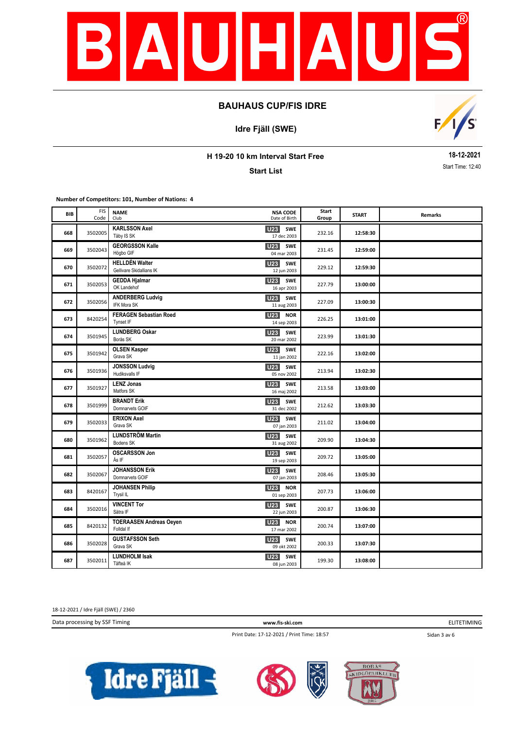# BAUHAUS CUP/FIS IDRE

## Idre Fjäll (SWE)

### H 19-20 10 km Interval Start Free

**18-12-2021**

### Start List

Start Time: 12:40

**Number of Competitors: 101, Number of Nations: 4**

| BIB | FIS Code | NAME / Club | NSA CODE / Date of Birth | Start Group | START | Remarks |
|---|---|---|---|---|---|---|
| 668 | 3502005 | **KARLSSON Axel** Täby IS SK | U23 SWE 17 dec 2003 | 232.16 | 12:58:30 | |
| 669 | 3502043 | **GEORGSSON Kalle** Högbo GIF | U23 SWE 04 mar 2003 | 231.45 | 12:59:00 | |
| 670 | 3502072 | **HELLDÉN Walter** Gellivare Skidallians IK | U23 SWE 12 jun 2003 | 229.12 | 12:59:30 | |
| 671 | 3502053 | **GEDDA Hjalmar** OK Landehof | U23 SWE 16 apr 2003 | 227.79 | 13:00:00 | |
| 672 | 3502056 | **ANDERBERG Ludvig** IFK Mora SK | U23 SWE 11 aug 2003 | 227.09 | 13:00:30 | |
| 673 | 8420254 | **FERAGEN Sebastian Roed** Tynset IF | U23 NOR 14 sep 2003 | 226.25 | 13:01:00 | |
| 674 | 3501945 | **LUNDBERG Oskar** Borås SK | U23 SWE 20 mar 2002 | 223.99 | 13:01:30 | |
| 675 | 3501942 | **OLSEN Kasper** Grava SK | U23 SWE 11 jan 2002 | 222.16 | 13:02:00 | |
| 676 | 3501936 | **JONSSON Ludvig** Hudiksvalls IF | U23 SWE 05 nov 2002 | 213.94 | 13:02:30 | |
| 677 | 3501927 | **LENZ Jonas** Matfors SK | U23 SWE 16 maj 2002 | 213.58 | 13:03:00 | |
| 678 | 3501999 | **BRANDT Erik** Domnarvets GOIF | U23 SWE 31 dec 2002 | 212.62 | 13:03:30 | |
| 679 | 3502033 | **ERIXON Axel** Grava SK | U23 SWE 07 jan 2003 | 211.02 | 13:04:00 | |
| 680 | 3501962 | **LUNDSTRÖM Martin** Bodens SK | U23 SWE 31 aug 2002 | 209.90 | 13:04:30 | |
| 681 | 3502057 | **OSCARSSON Jon** Ås IF | U23 SWE 19 sep 2003 | 209.72 | 13:05:00 | |
| 682 | 3502067 | **JOHANSSON Erik** Domnarvets GOIF | U23 SWE 07 jan 2003 | 208.46 | 13:05:30 | |
| 683 | 8420167 | **JOHANSEN Philip** Trysil IL | U23 NOR 01 sep 2003 | 207.73 | 13:06:00 | |
| 684 | 3502016 | **VINCENT Tor** Sätra IF | U23 SWE 22 jun 2003 | 200.87 | 13:06:30 | |
| 685 | 8420132 | **TOERAASEN Andreas Oeyen** Folldal If | U23 NOR 17 mar 2002 | 200.74 | 13:07:00 | |
| 686 | 3502028 | **GUSTAFSSON Seth** Grava SK | U23 SWE 09 okt 2002 | 200.33 | 13:07:30 | |
| 687 | 3502011 | **LUNDHOLM Isak** Täfteå IK | U23 SWE 08 jun 2003 | 199.30 | 13:08:00 | |

18-12-2021 / Idre Fjäll (SWE) / 2360

Data processing by SSF Timing — www.fis-ski.com — ELITETIMING

Print Date: 17-12-2021 / Print Time: 18:57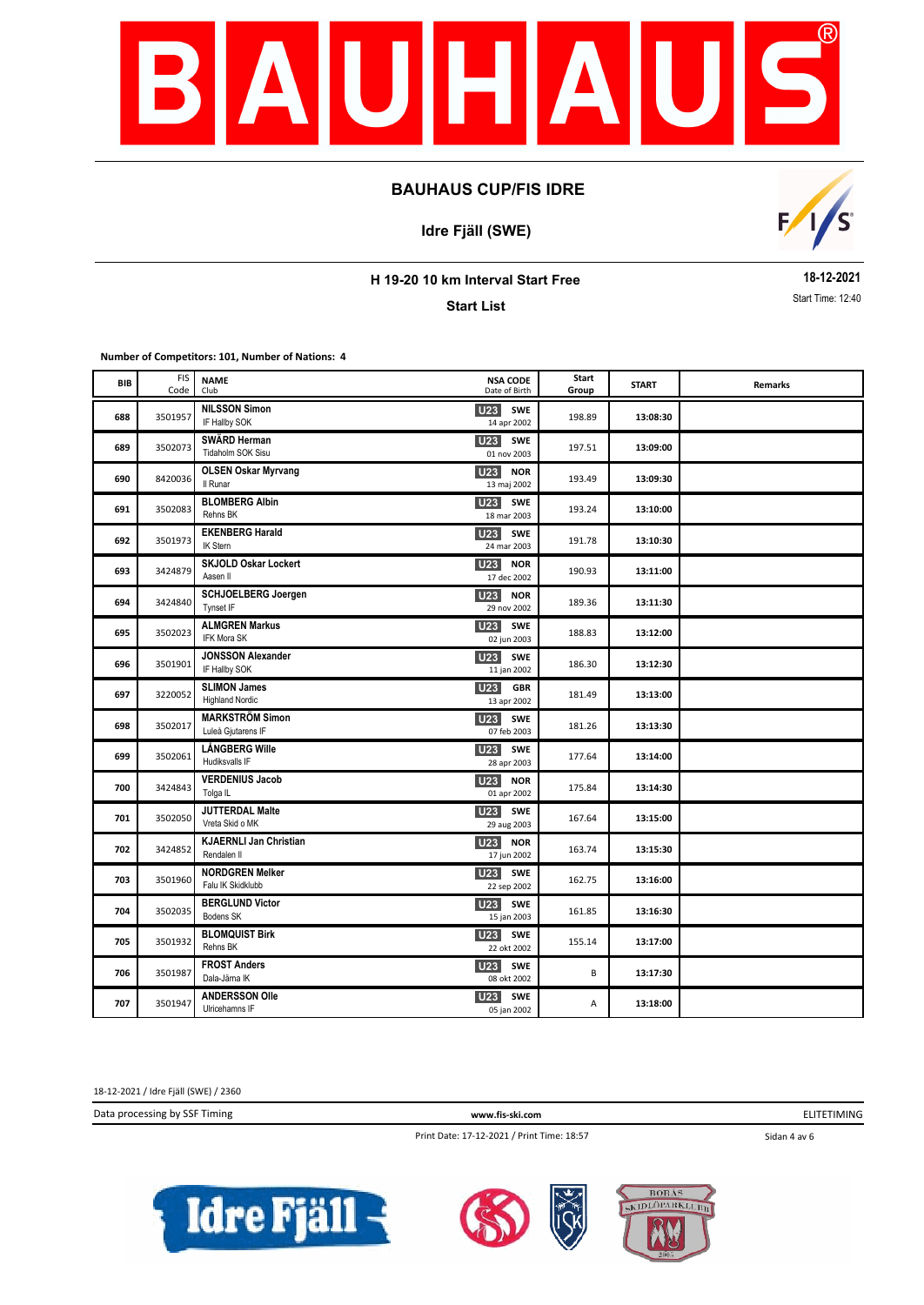# BAUHAUS CUP/FIS IDRE

## Idre Fjäll (SWE)

### H 19-20 10 km Interval Start Free

**Start List**

**18-12-2021**

Start Time: 12:40

**Number of Competitors: 101, Number of Nations: 4**

| BIB | FIS Code | NAME / Club | NSA CODE / Date of Birth | Start Group | START | Remarks |
|---|---|---|---|---|---|---|
| 688 | 3501957 | **NILSSON Simon** IF Hallby SOK | U23 SWE 14 apr 2002 | 198.89 | 13:08:30 | |
| 689 | 3502073 | **SWÄRD Herman** Tidaholm SOK Sisu | U23 SWE 01 nov 2003 | 197.51 | 13:09:00 | |
| 690 | 8420036 | **OLSEN Oskar Myrvang** Il Runar | U23 NOR 13 maj 2002 | 193.49 | 13:09:30 | |
| 691 | 3502083 | **BLOMBERG Albin** Rehns BK | U23 SWE 18 mar 2003 | 193.24 | 13:10:00 | |
| 692 | 3501973 | **EKENBERG Harald** IK Stern | U23 SWE 24 mar 2003 | 191.78 | 13:10:30 | |
| 693 | 3424879 | **SKJOLD Oskar Lockert** Aasen Il | U23 NOR 17 dec 2002 | 190.93 | 13:11:00 | |
| 694 | 3424840 | **SCHJOELBERG Joergen** Tynset IF | U23 NOR 29 nov 2002 | 189.36 | 13:11:30 | |
| 695 | 3502023 | **ALMGREN Markus** IFK Mora SK | U23 SWE 02 jun 2003 | 188.83 | 13:12:00 | |
| 696 | 3501901 | **JONSSON Alexander** IF Hallby SOK | U23 SWE 11 jan 2002 | 186.30 | 13:12:30 | |
| 697 | 3220052 | **SLIMON James** Highland Nordic | U23 GBR 13 apr 2002 | 181.49 | 13:13:00 | |
| 698 | 3502017 | **MARKSTRÖM Simon** Luleå Gjutarens IF | U23 SWE 07 feb 2003 | 181.26 | 13:13:30 | |
| 699 | 3502061 | **LÅNGBERG Wille** Hudiksvalls IF | U23 SWE 28 apr 2003 | 177.64 | 13:14:00 | |
| 700 | 3424843 | **VERDENIUS Jacob** Tolga IL | U23 NOR 01 apr 2002 | 175.84 | 13:14:30 | |
| 701 | 3502050 | **JUTTERDAL Malte** Vreta Skid o MK | U23 SWE 29 aug 2003 | 167.64 | 13:15:00 | |
| 702 | 3424852 | **KJAERNLI Jan Christian** Rendalen Il | U23 NOR 17 jun 2002 | 163.74 | 13:15:30 | |
| 703 | 3501960 | **NORDGREN Melker** Falu IK Skidklubb | U23 SWE 22 sep 2002 | 162.75 | 13:16:00 | |
| 704 | 3502035 | **BERGLUND Victor** Bodens SK | U23 SWE 15 jan 2003 | 161.85 | 13:16:30 | |
| 705 | 3501932 | **BLOMQUIST Birk** Rehns BK | U23 SWE 22 okt 2002 | 155.14 | 13:17:00 | |
| 706 | 3501987 | **FROST Anders** Dala-Järna IK | U23 SWE 08 okt 2002 | B | 13:17:30 | |
| 707 | 3501947 | **ANDERSSON Olle** Ulricehamns IF | U23 SWE 05 jan 2002 | A | 13:18:00 | |

18-12-2021 / Idre Fjäll (SWE) / 2360

Data processing by SSF Timing | www.fis-ski.com | ELITETIMING

Print Date: 17-12-2021 / Print Time: 18:57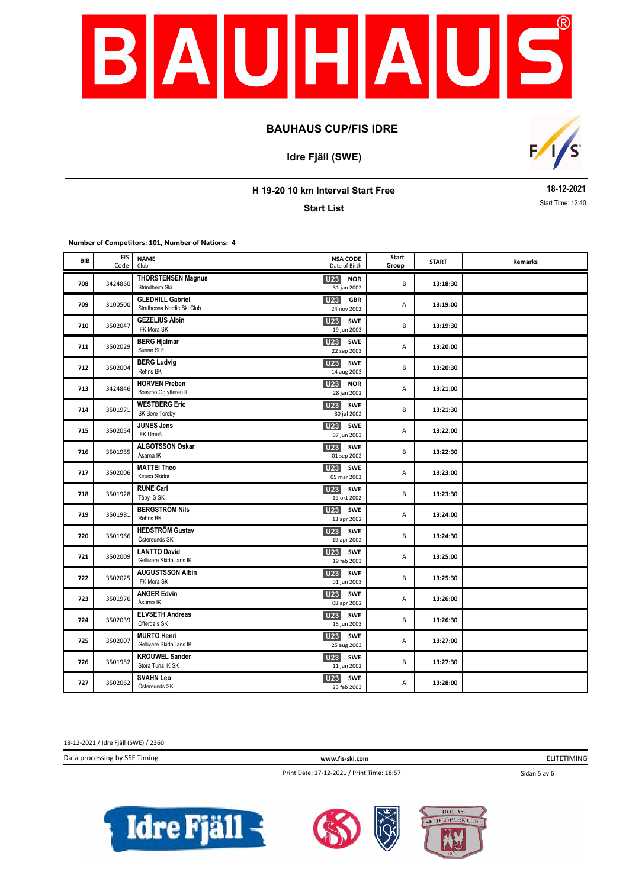# BAUHAUS CUP/FIS IDRE

## Idre Fjäll (SWE)

### H 19-20 10 km Interval Start Free

**18-12-2021**

### Start List

Start Time: 12:40

**Number of Competitors: 101, Number of Nations: 4**

| BIB | FIS Code | NAME / Club | | NSA CODE / Date of Birth | Start Group | START | Remarks |
|---|---|---|---|---|---|---|---|
| 708 | 3424860 | **THORSTENSEN Magnus** Strindheim Ski | U23 | NOR 31 jan 2002 | B | 13:18:30 | |
| 709 | 3100500 | **GLEDHILL Gabriel** Strathcona Nordic Ski Club | U23 | GBR 24 nov 2002 | A | 13:19:00 | |
| 710 | 3502047 | **GEZELIUS Albin** IFK Mora SK | U23 | SWE 19 jun 2003 | B | 13:19:30 | |
| 711 | 3502029 | **BERG Hjalmar** Sunne SLF | U23 | SWE 22 sep 2003 | A | 13:20:00 | |
| 712 | 3502004 | **BERG Ludvig** Rehns BK | U23 | SWE 14 aug 2003 | B | 13:20:30 | |
| 713 | 3424846 | **HORVEN Preben** Bossmo Og ytteren il | U23 | NOR 28 jan 2002 | A | 13:21:00 | |
| 714 | 3501971 | **WESTBERG Eric** SK Bore Torsby | U23 | SWE 30 jul 2002 | B | 13:21:30 | |
| 715 | 3502054 | **JUNES Jens** IFK Umeå | U23 | SWE 07 jun 2003 | A | 13:22:00 | |
| 716 | 3501955 | **ALGOTSSON Oskar** Åsarna IK | U23 | SWE 01 sep 2002 | B | 13:22:30 | |
| 717 | 3502006 | **MATTEI Theo** Kiruna Skidor | U23 | SWE 05 mar 2003 | A | 13:23:00 | |
| 718 | 3501928 | **RUNE Carl** Täby IS SK | U23 | SWE 19 okt 2002 | B | 13:23:30 | |
| 719 | 3501981 | **BERGSTRÖM Nils** Rehns BK | U23 | SWE 13 apr 2002 | A | 13:24:00 | |
| 720 | 3501966 | **HEDSTRÖM Gustav** Östersunds SK | U23 | SWE 19 apr 2002 | B | 13:24:30 | |
| 721 | 3502009 | **LANTTO David** Gellivare Skidallians IK | U23 | SWE 19 feb 2003 | A | 13:25:00 | |
| 722 | 3502025 | **AUGUSTSSON Albin** IFK Mora SK | U23 | SWE 01 jun 2003 | B | 13:25:30 | |
| 723 | 3501976 | **ANGER Edvin** Åsarna IK | U23 | SWE 08 apr 2002 | A | 13:26:00 | |
| 724 | 3502039 | **ELVSETH Andreas** Offerdals SK | U23 | SWE 15 jun 2003 | B | 13:26:30 | |
| 725 | 3502007 | **MURTO Henri** Gellivare Skidallians IK | U23 | SWE 25 aug 2003 | A | 13:27:00 | |
| 726 | 3501952 | **KROUWEL Sander** Stora Tuna IK SK | U23 | SWE 11 jun 2002 | B | 13:27:30 | |
| 727 | 3502062 | **SVAHN Leo** Östersunds SK | U23 | SWE 23 feb 2003 | A | 13:28:00 | |

18-12-2021 / Idre Fjäll (SWE) / 2360

Data processing by SSF Timing | www.fis-ski.com | ELITETIMING

Print Date: 17-12-2021 / Print Time: 18:57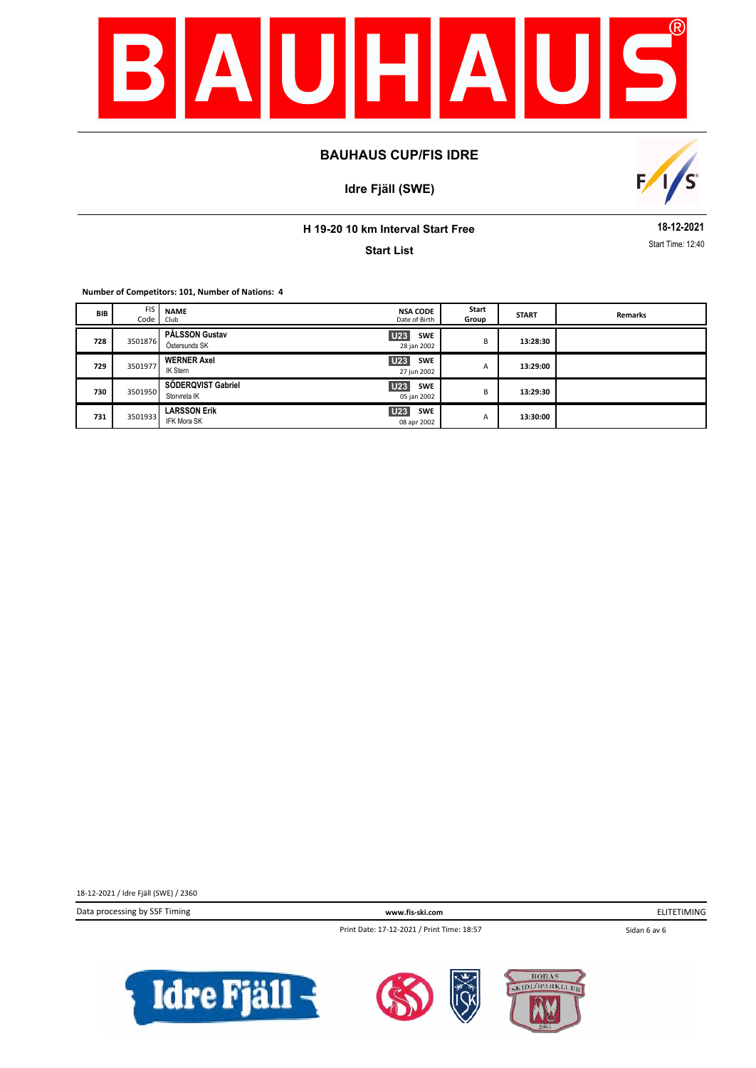## BAUHAUS CUP/FIS IDRE

### Idre Fjäll (SWE)

**H 19-20 10 km Interval Start Free**

**Start List**

**18-12-2021**

Start Time: 12:40

**Number of Competitors: 101, Number of Nations: 4**

| BIB | FIS Code | NAME / Club | NSA CODE / Date of Birth | Start Group | START | Remarks |
|---|---|---|---|---|---|---|
| 728 | 3501876 | **PÅLSSON Gustav** Östersunds SK | U23 SWE 28 jan 2002 | B | 13:28:30 | |
| 729 | 3501977 | **WERNER Axel** IK Stern | U23 SWE 27 jun 2002 | A | 13:29:00 | |
| 730 | 3501950 | **SÖDERQVIST Gabriel** Storvreta IK | U23 SWE 05 jan 2002 | B | 13:29:30 | |
| 731 | 3501933 | **LARSSON Erik** IFK Mora SK | U23 SWE 08 apr 2002 | A | 13:30:00 | |

18-12-2021 / Idre Fjäll (SWE) / 2360

Data processing by SSF Timing — www.fis-ski.com — ELITETIMING

Print Date: 17-12-2021 / Print Time: 18:57